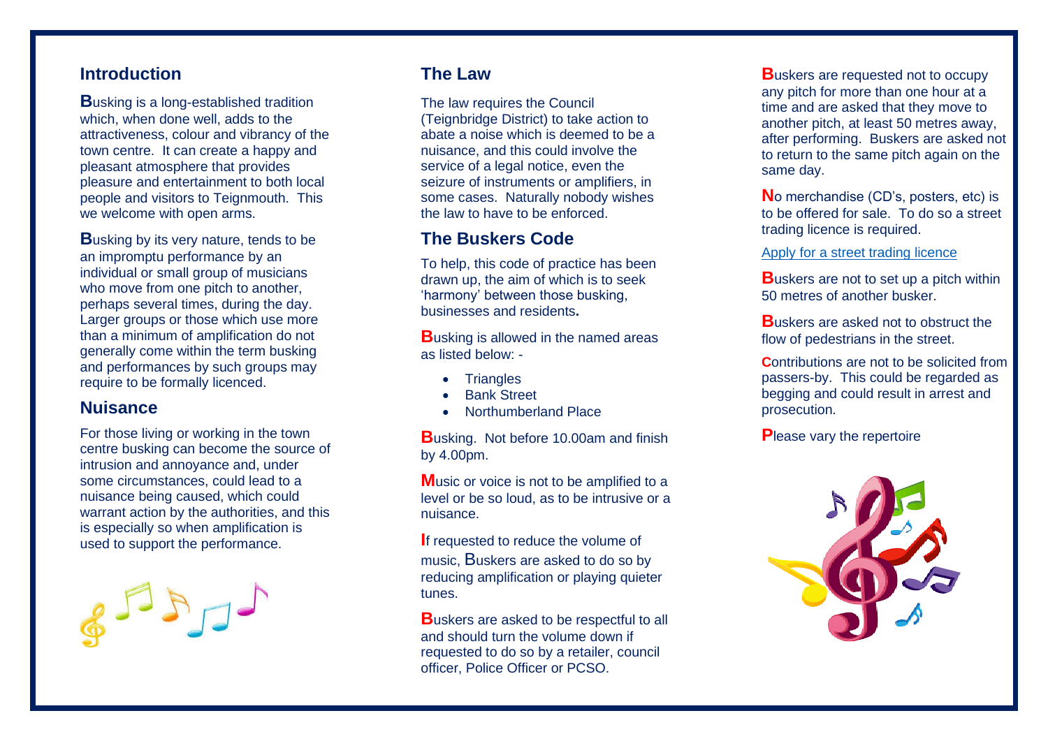## Introduction

Busking is a long-established tradition which, when done well, adds to the attractiveness, colour and vibrancy of the town centre. It can create a happy and pleasant atmosphere that provides pleasure and entertainment to both local people and visitors to Teignmouth. This we welcome with open arms.

Busking by its very nature, tends to be an impromptu performance by an individual or small group of musicians who move from one pitch to another, perhaps several times, during the day. Larger groups or those which use more than a minimum of amplification do not generally come within the term busking and performances by such groups may require to be formally licenced.

## Nuisance

For those living or working in the town centre busking can become the source of intrusion and annoyance and, under some circumstances, could lead to a nuisance being caused, which could warrant action by the authorities, and this is especially so when amplification is used to support the performance.

## The Law

The law requires the Council (Teignbridge District) to take action to abate a noise which is deemed to be a nuisance, and this could involve the service of a legal notice, even the seizure of instruments or amplifiers, in some cases. Naturally nobody wishes the law to have to be enforced.

## The Buskers Code

To help, this code of practice has been drawn up, the aim of which is to seek 'harmony' between those busking, businesses and residents**.**

Busking is allowed in the named areas as listed below: -

- Triangles
- Bank Street
- Northumberland Place

Busking. Not before 10.00am and finish by 4.00pm.

Music or voice is not to be amplified to a level or be so loud, as to be intrusive or a nuisance.

If requested to reduce the volume of music, Buskers are asked to do so by reducing amplification or playing quieter tunes.

Buskers are asked to be respectful to all and should turn the volume down if requested to do so by a retailer, council officer, Police Officer or PCSO.

Buskers are requested not to occupy any pitch for more than one hour at a time and are asked that they move to another pitch, at least 50 metres away, after performing. Buskers are asked not to return to the same pitch again on the same day.

No merchandise (CD's, posters, etc) is to be offered for sale. To do so a street trading licence is required.

Apply for a street trading licence

Buskers are not to set up a pitch within 50 metres of another busker.

Buskers are asked not to obstruct the flow of pedestrians in the street.

Contributions are not to be solicited from passers-by. This could be regarded as begging and could result in arrest and prosecution.

Please vary the repertoire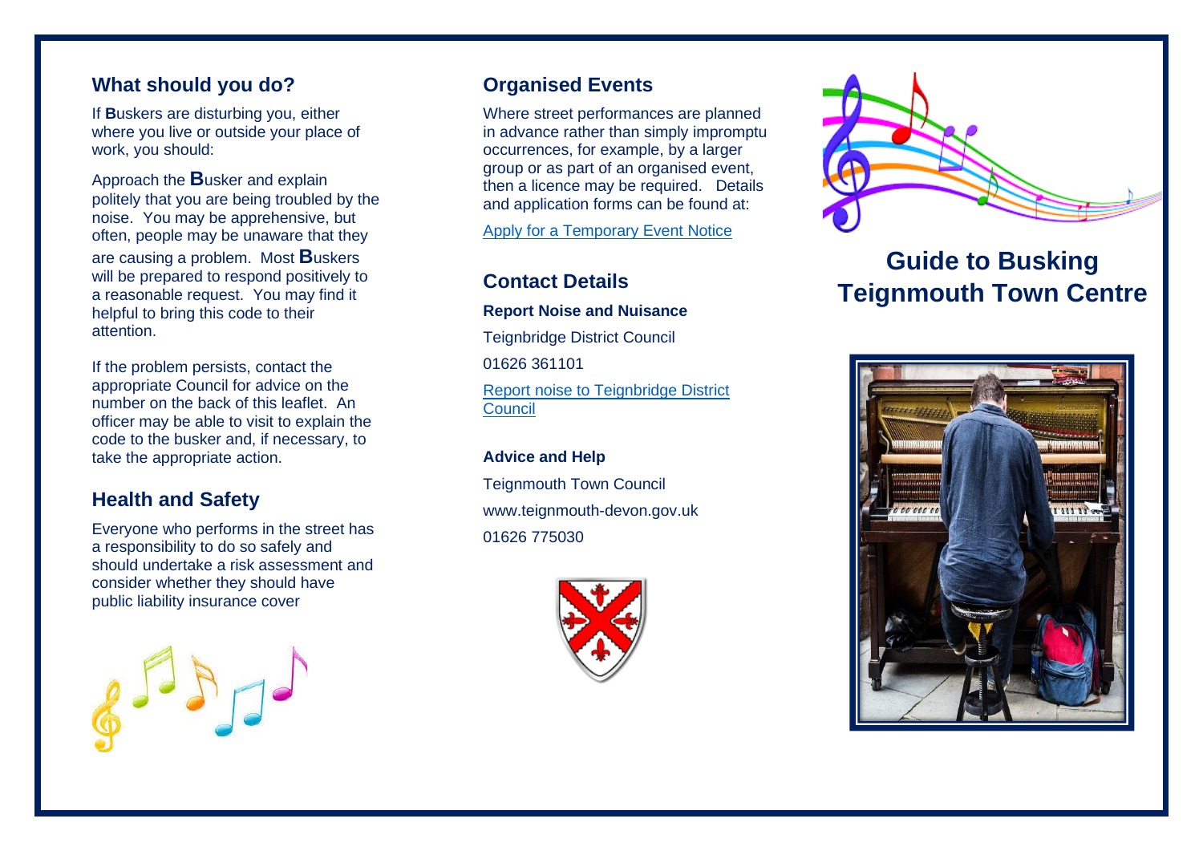## What should you do?

If **B**uskers are disturbing you, either where you live or outside your place of work, you should:

Approach the **B**usker and explain politely that you are being troubled by the noise. You may be apprehensive, but often, people may be unaware that they are causing a problem. Most **B**uskers will be prepared to respond positively to a reasonable request. You may find it helpful to bring this code to their attention.

If the problem persists, contact the appropriate Council for advice on the number on the back of this leaflet. An officer may be able to visit to explain the code to the busker and, if necessary, to take the appropriate action.

## Health and Safety

Everyone who performs in the street has a responsibility to do so safely and should undertake a risk assessment and consider whether they should have public liability insurance cover

## Organised Events

Where street performances are planned in advance rather than simply impromptu occurrences, for example, by a larger group or as part of an organised event, then a licence may be required. Details and application forms can be found at:

Apply for a Temporary Event Notice

## Contact Details

**Report Noise and Nuisance**

Teignbridge District Council

01626 361101

Report noise to Teignbridge District Council

**Advice and Help**

Teignmouth Town Council

www.teignmouth-devon.gov.uk

01626 775030

# Guide to Busking Teignmouth Town Centre